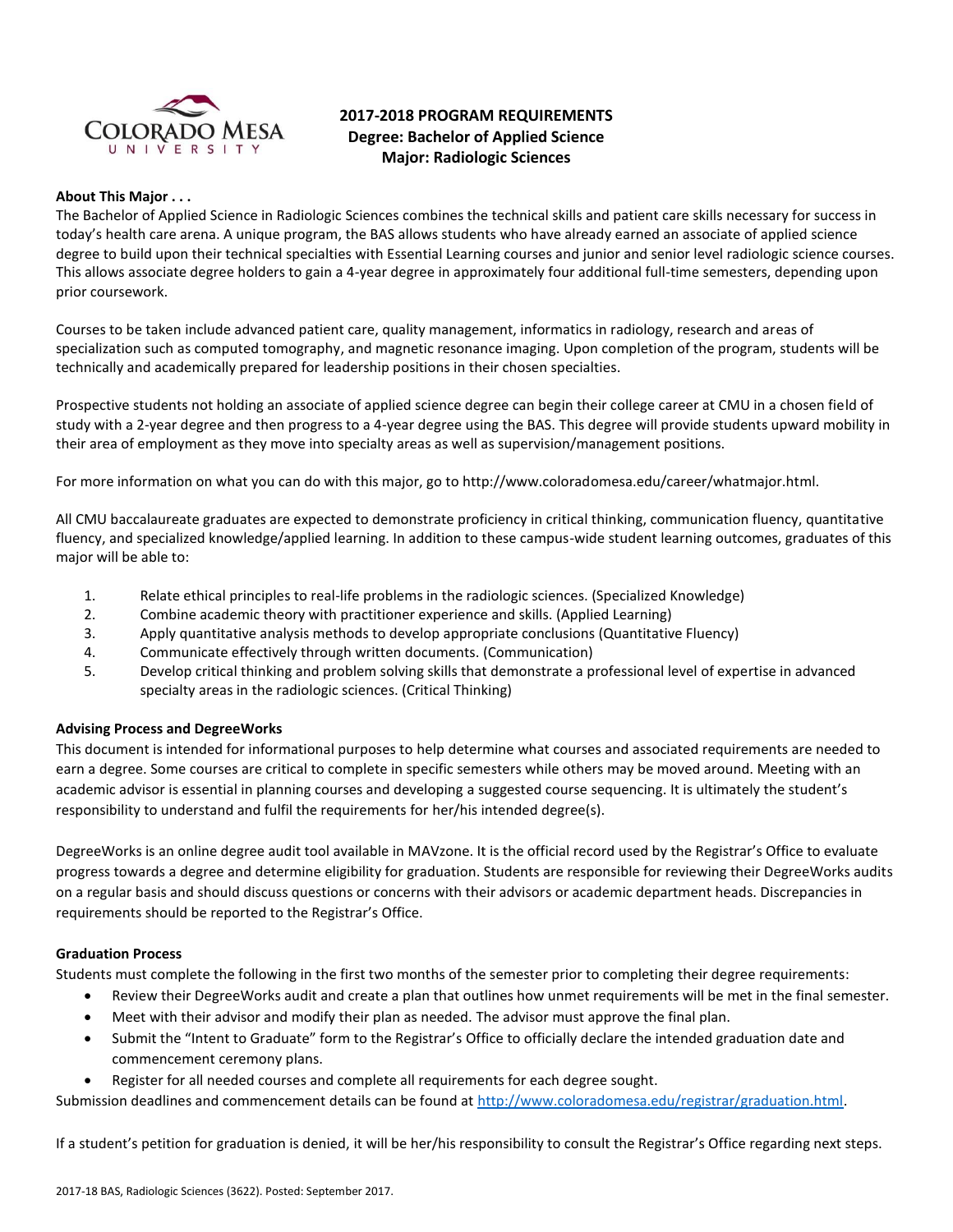# 2017-2018 PROGRAM REQUIREMENTS
## Degree: Bachelor of Applied Science
## Major: Radiologic Sciences

**About This Major . . .**

The Bachelor of Applied Science in Radiologic Sciences combines the technical skills and patient care skills necessary for success in today's health care arena. A unique program, the BAS allows students who have already earned an associate of applied science degree to build upon their technical specialties with Essential Learning courses and junior and senior level radiologic science courses. This allows associate degree holders to gain a 4-year degree in approximately four additional full-time semesters, depending upon prior coursework.

Courses to be taken include advanced patient care, quality management, informatics in radiology, research and areas of specialization such as computed tomography, and magnetic resonance imaging. Upon completion of the program, students will be technically and academically prepared for leadership positions in their chosen specialties.

Prospective students not holding an associate of applied science degree can begin their college career at CMU in a chosen field of study with a 2-year degree and then progress to a 4-year degree using the BAS. This degree will provide students upward mobility in their area of employment as they move into specialty areas as well as supervision/management positions.

For more information on what you can do with this major, go to http://www.coloradomesa.edu/career/whatmajor.html.

All CMU baccalaureate graduates are expected to demonstrate proficiency in critical thinking, communication fluency, quantitative fluency, and specialized knowledge/applied learning. In addition to these campus-wide student learning outcomes, graduates of this major will be able to:

1. Relate ethical principles to real-life problems in the radiologic sciences. (Specialized Knowledge)
2. Combine academic theory with practitioner experience and skills. (Applied Learning)
3. Apply quantitative analysis methods to develop appropriate conclusions (Quantitative Fluency)
4. Communicate effectively through written documents. (Communication)
5. Develop critical thinking and problem solving skills that demonstrate a professional level of expertise in advanced specialty areas in the radiologic sciences. (Critical Thinking)

**Advising Process and DegreeWorks**

This document is intended for informational purposes to help determine what courses and associated requirements are needed to earn a degree. Some courses are critical to complete in specific semesters while others may be moved around. Meeting with an academic advisor is essential in planning courses and developing a suggested course sequencing. It is ultimately the student's responsibility to understand and fulfil the requirements for her/his intended degree(s).

DegreeWorks is an online degree audit tool available in MAVzone. It is the official record used by the Registrar's Office to evaluate progress towards a degree and determine eligibility for graduation. Students are responsible for reviewing their DegreeWorks audits on a regular basis and should discuss questions or concerns with their advisors or academic department heads. Discrepancies in requirements should be reported to the Registrar's Office.

**Graduation Process**

Students must complete the following in the first two months of the semester prior to completing their degree requirements:

- Review their DegreeWorks audit and create a plan that outlines how unmet requirements will be met in the final semester.
- Meet with their advisor and modify their plan as needed. The advisor must approve the final plan.
- Submit the "Intent to Graduate" form to the Registrar's Office to officially declare the intended graduation date and commencement ceremony plans.
- Register for all needed courses and complete all requirements for each degree sought.

Submission deadlines and commencement details can be found at http://www.coloradomesa.edu/registrar/graduation.html.

If a student's petition for graduation is denied, it will be her/his responsibility to consult the Registrar's Office regarding next steps.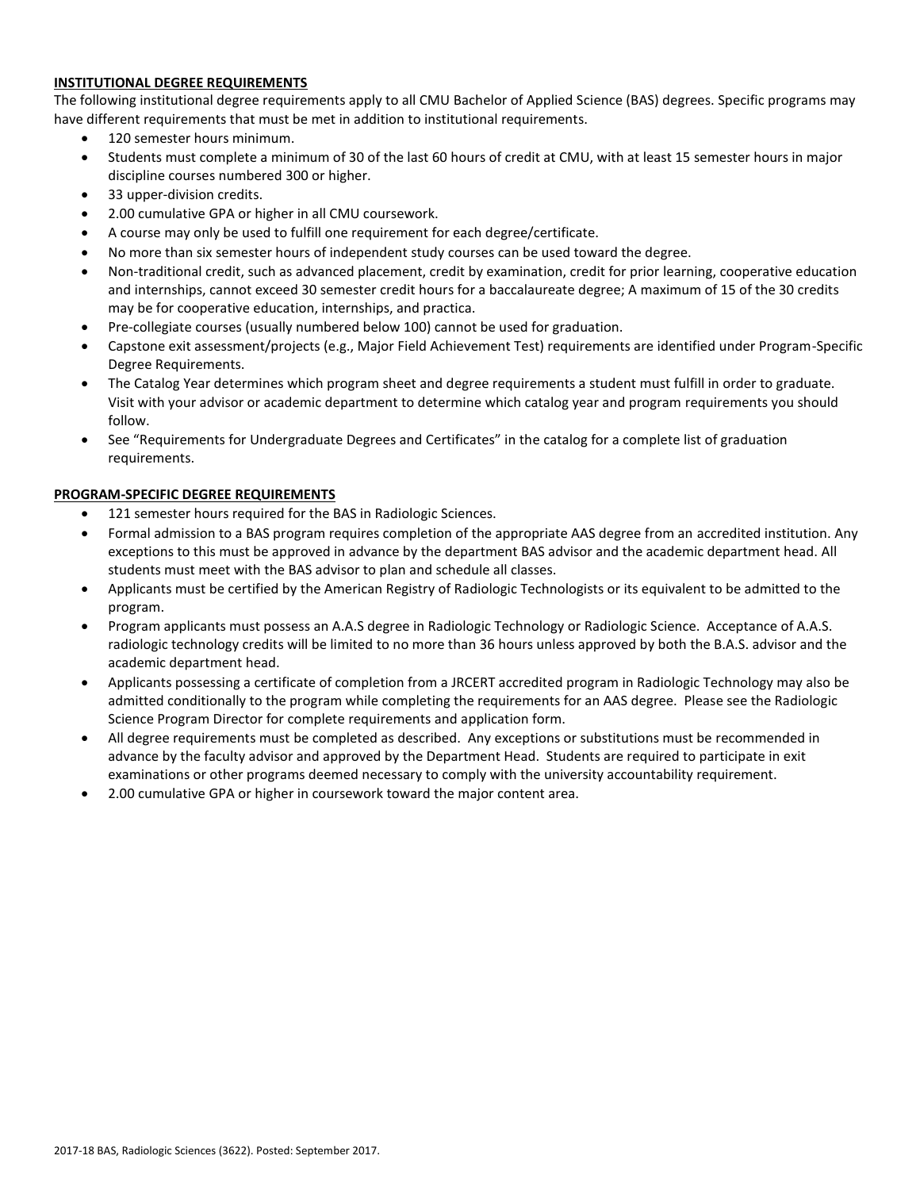**INSTITUTIONAL DEGREE REQUIREMENTS**

The following institutional degree requirements apply to all CMU Bachelor of Applied Science (BAS) degrees. Specific programs may have different requirements that must be met in addition to institutional requirements.

- 120 semester hours minimum.
- Students must complete a minimum of 30 of the last 60 hours of credit at CMU, with at least 15 semester hours in major discipline courses numbered 300 or higher.
- 33 upper-division credits.
- 2.00 cumulative GPA or higher in all CMU coursework.
- A course may only be used to fulfill one requirement for each degree/certificate.
- No more than six semester hours of independent study courses can be used toward the degree.
- Non-traditional credit, such as advanced placement, credit by examination, credit for prior learning, cooperative education and internships, cannot exceed 30 semester credit hours for a baccalaureate degree; A maximum of 15 of the 30 credits may be for cooperative education, internships, and practica.
- Pre-collegiate courses (usually numbered below 100) cannot be used for graduation.
- Capstone exit assessment/projects (e.g., Major Field Achievement Test) requirements are identified under Program-Specific Degree Requirements.
- The Catalog Year determines which program sheet and degree requirements a student must fulfill in order to graduate. Visit with your advisor or academic department to determine which catalog year and program requirements you should follow.
- See "Requirements for Undergraduate Degrees and Certificates" in the catalog for a complete list of graduation requirements.

**PROGRAM-SPECIFIC DEGREE REQUIREMENTS**

- 121 semester hours required for the BAS in Radiologic Sciences.
- Formal admission to a BAS program requires completion of the appropriate AAS degree from an accredited institution. Any exceptions to this must be approved in advance by the department BAS advisor and the academic department head. All students must meet with the BAS advisor to plan and schedule all classes.
- Applicants must be certified by the American Registry of Radiologic Technologists or its equivalent to be admitted to the program.
- Program applicants must possess an A.A.S degree in Radiologic Technology or Radiologic Science. Acceptance of A.A.S. radiologic technology credits will be limited to no more than 36 hours unless approved by both the B.A.S. advisor and the academic department head.
- Applicants possessing a certificate of completion from a JRCERT accredited program in Radiologic Technology may also be admitted conditionally to the program while completing the requirements for an AAS degree. Please see the Radiologic Science Program Director for complete requirements and application form.
- All degree requirements must be completed as described. Any exceptions or substitutions must be recommended in advance by the faculty advisor and approved by the Department Head. Students are required to participate in exit examinations or other programs deemed necessary to comply with the university accountability requirement.
- 2.00 cumulative GPA or higher in coursework toward the major content area.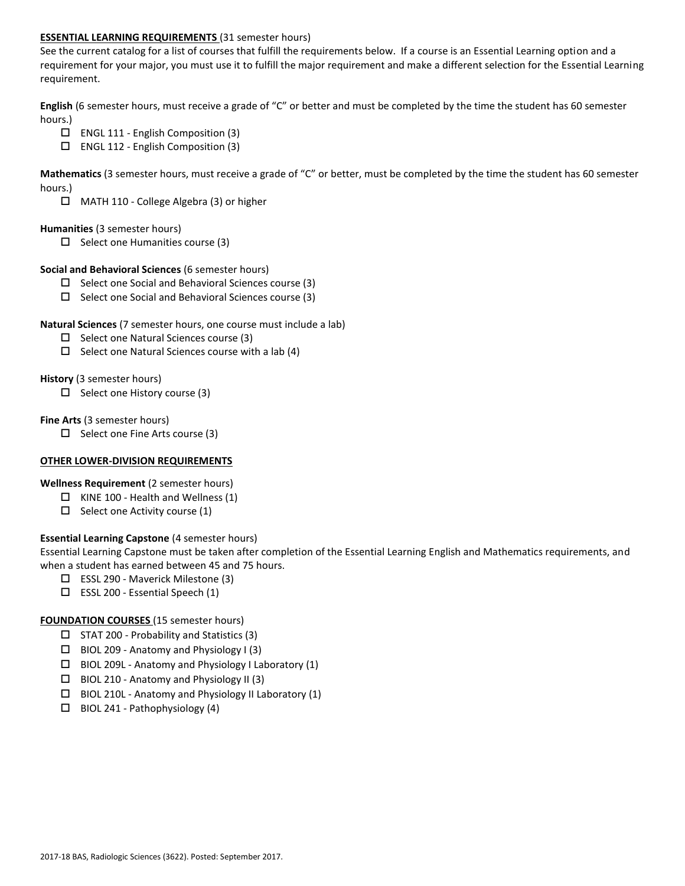**ESSENTIAL LEARNING REQUIREMENTS** (31 semester hours)

See the current catalog for a list of courses that fulfill the requirements below. If a course is an Essential Learning option and a requirement for your major, you must use it to fulfill the major requirement and make a different selection for the Essential Learning requirement.

**English** (6 semester hours, must receive a grade of "C" or better and must be completed by the time the student has 60 semester hours.)

- ☐ ENGL 111 - English Composition (3)
- ☐ ENGL 112 - English Composition (3)

**Mathematics** (3 semester hours, must receive a grade of "C" or better, must be completed by the time the student has 60 semester hours.)

- ☐ MATH 110 - College Algebra (3) or higher

**Humanities** (3 semester hours)

- ☐ Select one Humanities course (3)

**Social and Behavioral Sciences** (6 semester hours)

- ☐ Select one Social and Behavioral Sciences course (3)
- ☐ Select one Social and Behavioral Sciences course (3)

**Natural Sciences** (7 semester hours, one course must include a lab)

- ☐ Select one Natural Sciences course (3)
- ☐ Select one Natural Sciences course with a lab (4)

**History** (3 semester hours)

- ☐ Select one History course (3)

**Fine Arts** (3 semester hours)

- ☐ Select one Fine Arts course (3)

**OTHER LOWER-DIVISION REQUIREMENTS**

**Wellness Requirement** (2 semester hours)

- ☐ KINE 100 - Health and Wellness (1)
- ☐ Select one Activity course (1)

**Essential Learning Capstone** (4 semester hours)

Essential Learning Capstone must be taken after completion of the Essential Learning English and Mathematics requirements, and when a student has earned between 45 and 75 hours.

- ☐ ESSL 290 - Maverick Milestone (3)
- ☐ ESSL 200 - Essential Speech (1)

**FOUNDATION COURSES** (15 semester hours)

- ☐ STAT 200 - Probability and Statistics (3)
- ☐ BIOL 209 - Anatomy and Physiology I (3)
- ☐ BIOL 209L - Anatomy and Physiology I Laboratory (1)
- ☐ BIOL 210 - Anatomy and Physiology II (3)
- ☐ BIOL 210L - Anatomy and Physiology II Laboratory (1)
- ☐ BIOL 241 - Pathophysiology (4)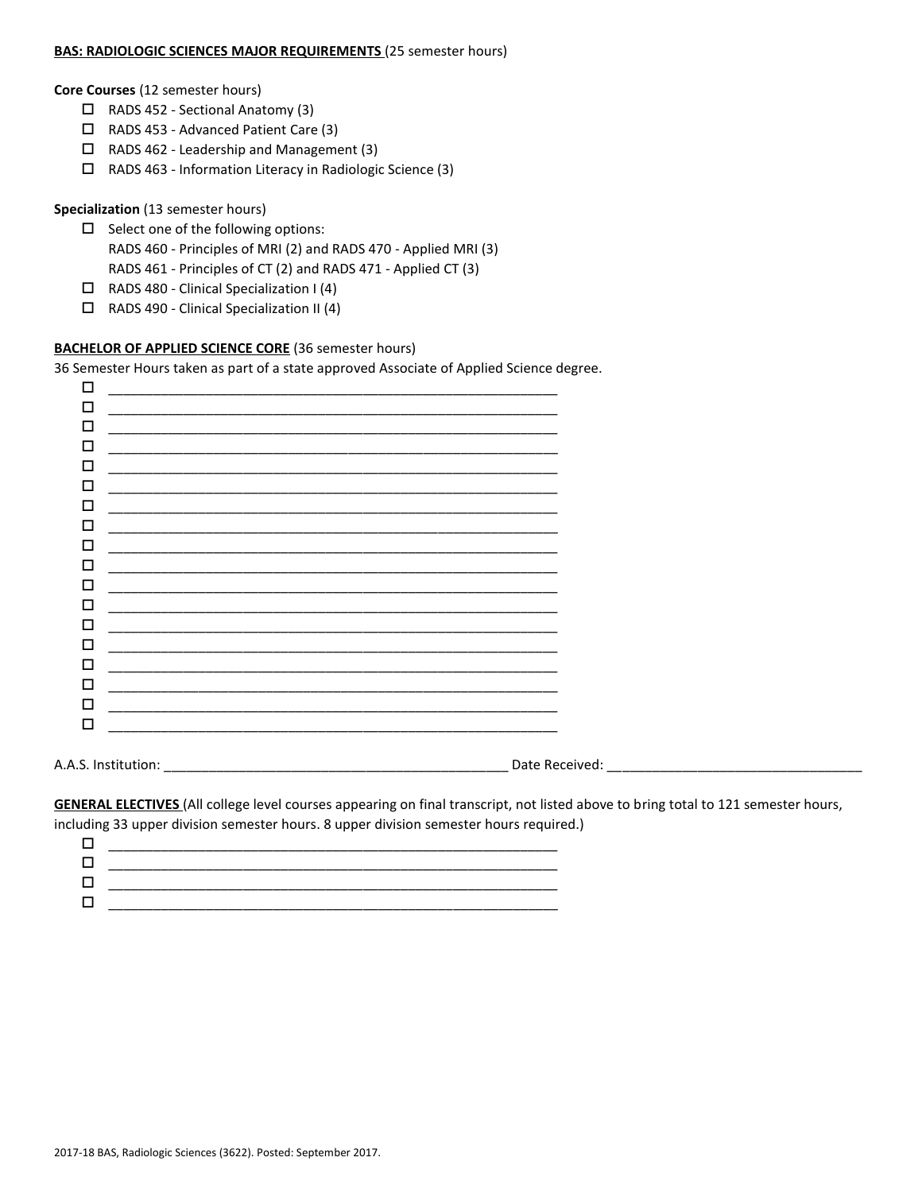**BAS: RADIOLOGIC SCIENCES MAJOR REQUIREMENTS** (25 semester hours)

**Core Courses** (12 semester hours)

- ☐ RADS 452 - Sectional Anatomy (3)
- ☐ RADS 453 - Advanced Patient Care (3)
- ☐ RADS 462 - Leadership and Management (3)
- ☐ RADS 463 - Information Literacy in Radiologic Science (3)

**Specialization** (13 semester hours)

- ☐ Select one of the following options:
  RADS 460 - Principles of MRI (2) and RADS 470 - Applied MRI (3)
  RADS 461 - Principles of CT (2) and RADS 471 - Applied CT (3)
- ☐ RADS 480 - Clinical Specialization I (4)
- ☐ RADS 490 - Clinical Specialization II (4)

**BACHELOR OF APPLIED SCIENCE CORE** (36 semester hours)

36 Semester Hours taken as part of a state approved Associate of Applied Science degree.

- ☐ ____________________________________________
- ☐ ____________________________________________
- ☐ ____________________________________________
- ☐ ____________________________________________
- ☐ ____________________________________________
- ☐ ____________________________________________
- ☐ ____________________________________________
- ☐ ____________________________________________
- ☐ ____________________________________________
- ☐ ____________________________________________
- ☐ ____________________________________________
- ☐ ____________________________________________
- ☐ ____________________________________________
- ☐ ____________________________________________
- ☐ ____________________________________________
- ☐ ____________________________________________
- ☐ ____________________________________________
- ☐ ____________________________________________

A.A.S. Institution: ____________________________________ Date Received: ______________________________

**GENERAL ELECTIVES** (All college level courses appearing on final transcript, not listed above to bring total to 121 semester hours, including 33 upper division semester hours. 8 upper division semester hours required.)

- ☐ ____________________________________________
- ☐ ____________________________________________
- ☐ ____________________________________________
- ☐ ____________________________________________

2017-18 BAS, Radiologic Sciences (3622). Posted: September 2017.